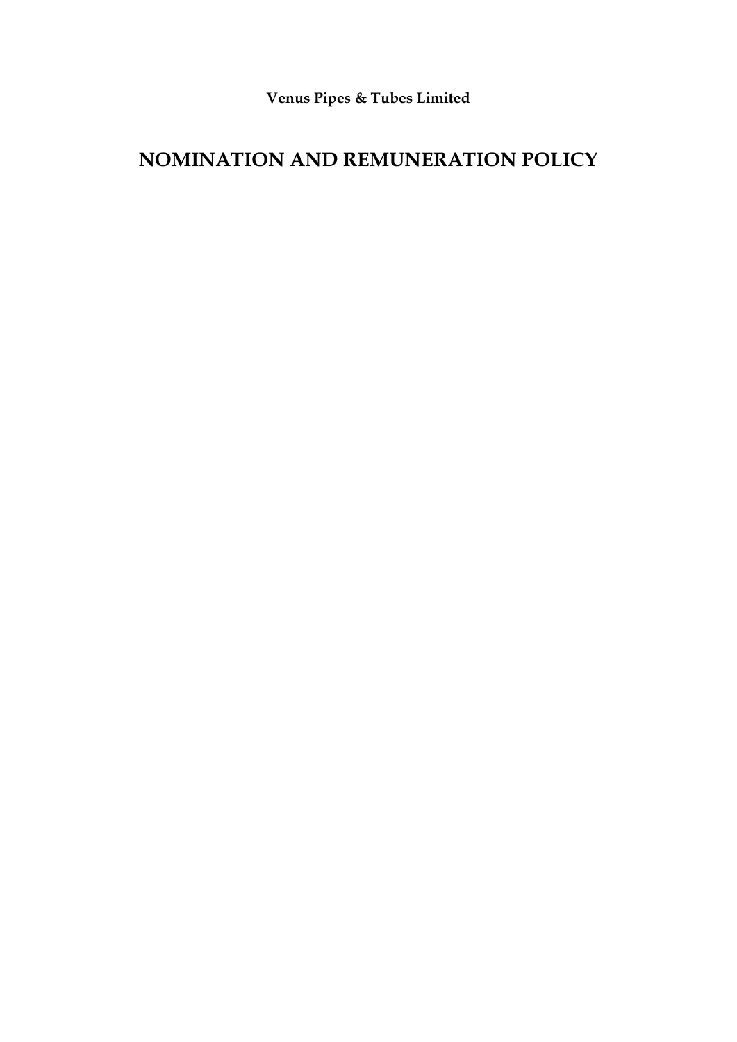**Venus Pipes & Tubes Limited**

# NOMINATION AND REMUNERATION POLICY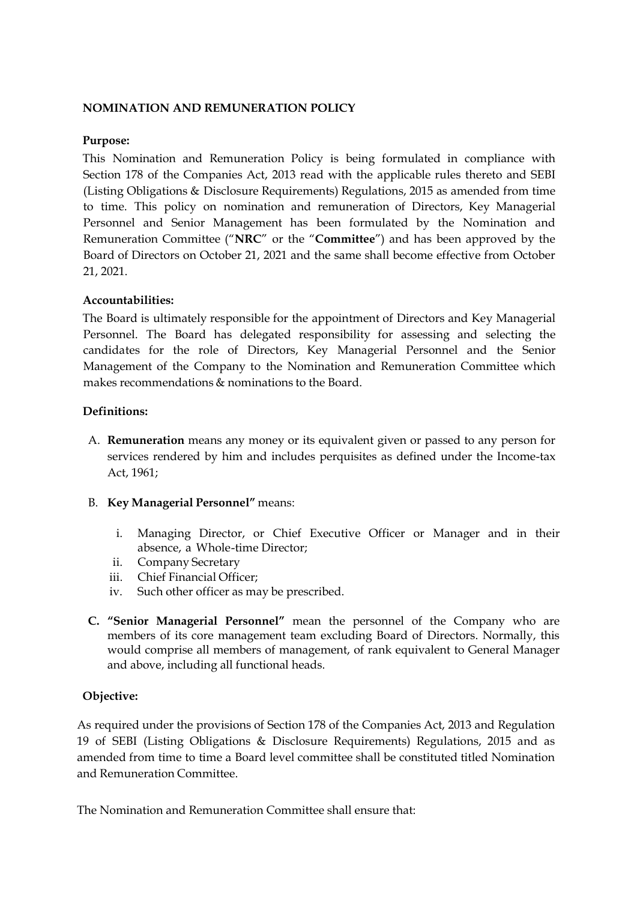## NOMINATION AND REMUNERATION POLICY

**Purpose:**

This Nomination and Remuneration Policy is being formulated in compliance with Section 178 of the Companies Act, 2013 read with the applicable rules thereto and SEBI (Listing Obligations & Disclosure Requirements) Regulations, 2015 as amended from time to time. This policy on nomination and remuneration of Directors, Key Managerial Personnel and Senior Management has been formulated by the Nomination and Remuneration Committee ("**NRC**" or the "**Committee**") and has been approved by the Board of Directors on October 21, 2021 and the same shall become effective from October 21, 2021.

**Accountabilities:**

The Board is ultimately responsible for the appointment of Directors and Key Managerial Personnel. The Board has delegated responsibility for assessing and selecting the candidates for the role of Directors, Key Managerial Personnel and the Senior Management of the Company to the Nomination and Remuneration Committee which makes recommendations & nominations to the Board.

**Definitions:**

A. **Remuneration** means any money or its equivalent given or passed to any person for services rendered by him and includes perquisites as defined under the Income-tax Act, 1961;

B. **Key Managerial Personnel"** means:

   i. Managing Director, or Chief Executive Officer or Manager and in their absence, a Whole-time Director;
   ii. Company Secretary
   iii. Chief Financial Officer;
   iv. Such other officer as may be prescribed.

**C. "Senior Managerial Personnel"** mean the personnel of the Company who are members of its core management team excluding Board of Directors. Normally, this would comprise all members of management, of rank equivalent to General Manager and above, including all functional heads.

**Objective:**

As required under the provisions of Section 178 of the Companies Act, 2013 and Regulation 19 of SEBI (Listing Obligations & Disclosure Requirements) Regulations, 2015 and as amended from time to time a Board level committee shall be constituted titled Nomination and Remuneration Committee.

The Nomination and Remuneration Committee shall ensure that: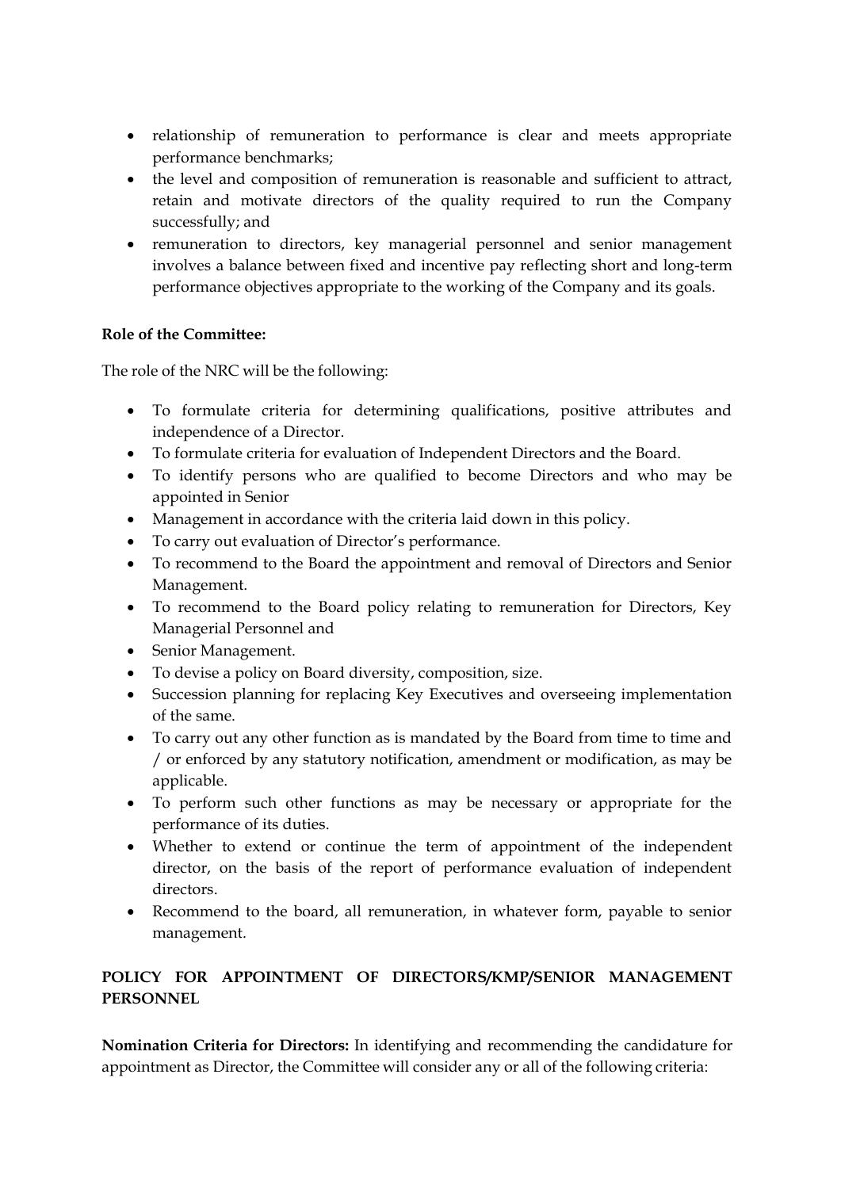- relationship of remuneration to performance is clear and meets appropriate performance benchmarks;
- the level and composition of remuneration is reasonable and sufficient to attract, retain and motivate directors of the quality required to run the Company successfully; and
- remuneration to directors, key managerial personnel and senior management involves a balance between fixed and incentive pay reflecting short and long-term performance objectives appropriate to the working of the Company and its goals.

**Role of the Committee:**

The role of the NRC will be the following:

- To formulate criteria for determining qualifications, positive attributes and independence of a Director.
- To formulate criteria for evaluation of Independent Directors and the Board.
- To identify persons who are qualified to become Directors and who may be appointed in Senior
- Management in accordance with the criteria laid down in this policy.
- To carry out evaluation of Director's performance.
- To recommend to the Board the appointment and removal of Directors and Senior Management.
- To recommend to the Board policy relating to remuneration for Directors, Key Managerial Personnel and
- Senior Management.
- To devise a policy on Board diversity, composition, size.
- Succession planning for replacing Key Executives and overseeing implementation of the same.
- To carry out any other function as is mandated by the Board from time to time and / or enforced by any statutory notification, amendment or modification, as may be applicable.
- To perform such other functions as may be necessary or appropriate for the performance of its duties.
- Whether to extend or continue the term of appointment of the independent director, on the basis of the report of performance evaluation of independent directors.
- Recommend to the board, all remuneration, in whatever form, payable to senior management.

**POLICY FOR APPOINTMENT OF DIRECTORS/KMP/SENIOR MANAGEMENT PERSONNEL**

**Nomination Criteria for Directors:** In identifying and recommending the candidature for appointment as Director, the Committee will consider any or all of the following criteria: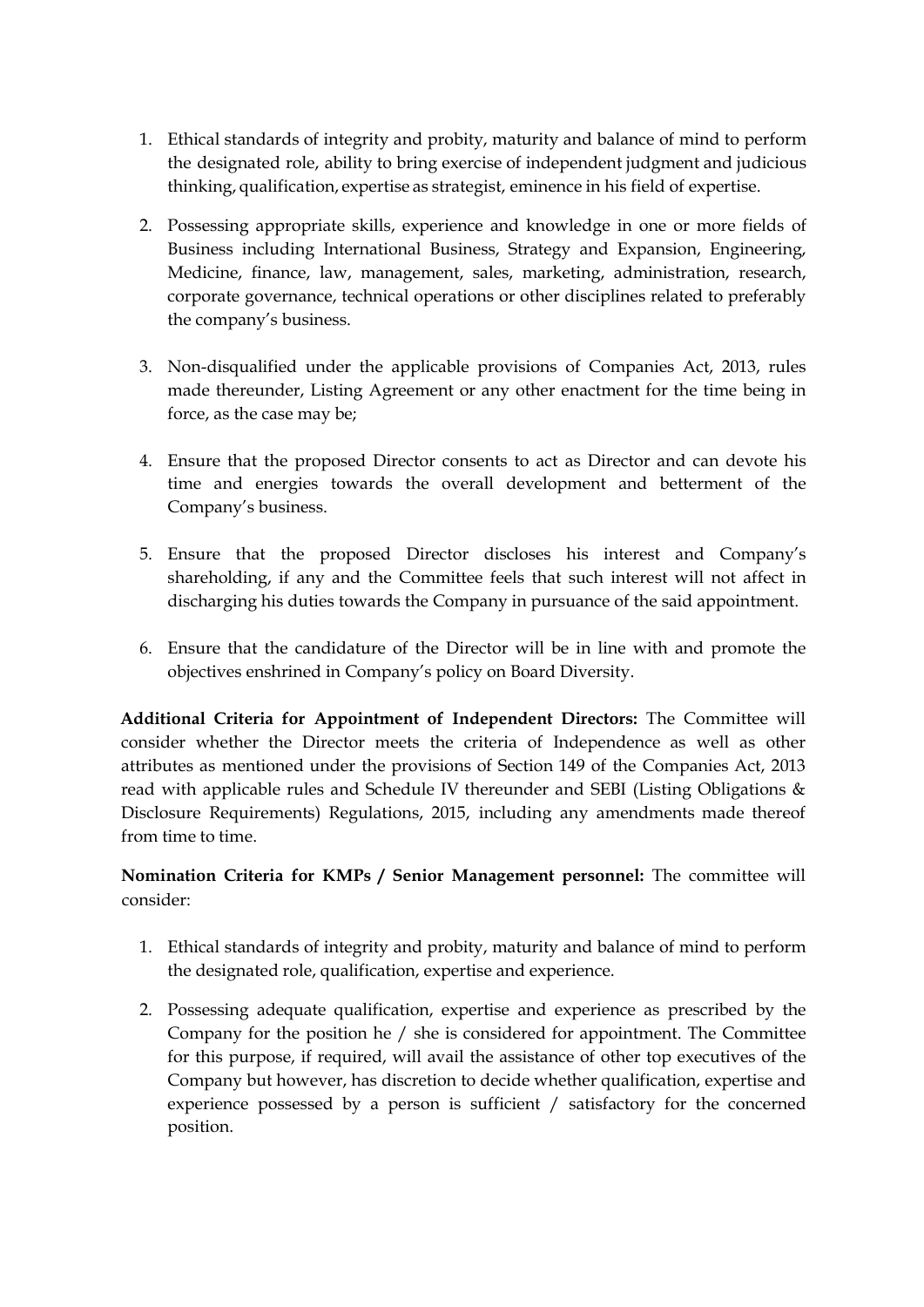1. Ethical standards of integrity and probity, maturity and balance of mind to perform the designated role, ability to bring exercise of independent judgment and judicious thinking, qualification, expertise as strategist, eminence in his field of expertise.

2. Possessing appropriate skills, experience and knowledge in one or more fields of Business including International Business, Strategy and Expansion, Engineering, Medicine, finance, law, management, sales, marketing, administration, research, corporate governance, technical operations or other disciplines related to preferably the company's business.

3. Non-disqualified under the applicable provisions of Companies Act, 2013, rules made thereunder, Listing Agreement or any other enactment for the time being in force, as the case may be;

4. Ensure that the proposed Director consents to act as Director and can devote his time and energies towards the overall development and betterment of the Company's business.

5. Ensure that the proposed Director discloses his interest and Company's shareholding, if any and the Committee feels that such interest will not affect in discharging his duties towards the Company in pursuance of the said appointment.

6. Ensure that the candidature of the Director will be in line with and promote the objectives enshrined in Company's policy on Board Diversity.

**Additional Criteria for Appointment of Independent Directors:** The Committee will consider whether the Director meets the criteria of Independence as well as other attributes as mentioned under the provisions of Section 149 of the Companies Act, 2013 read with applicable rules and Schedule IV thereunder and SEBI (Listing Obligations & Disclosure Requirements) Regulations, 2015, including any amendments made thereof from time to time.

**Nomination Criteria for KMPs / Senior Management personnel:** The committee will consider:

1. Ethical standards of integrity and probity, maturity and balance of mind to perform the designated role, qualification, expertise and experience.

2. Possessing adequate qualification, expertise and experience as prescribed by the Company for the position he / she is considered for appointment. The Committee for this purpose, if required, will avail the assistance of other top executives of the Company but however, has discretion to decide whether qualification, expertise and experience possessed by a person is sufficient / satisfactory for the concerned position.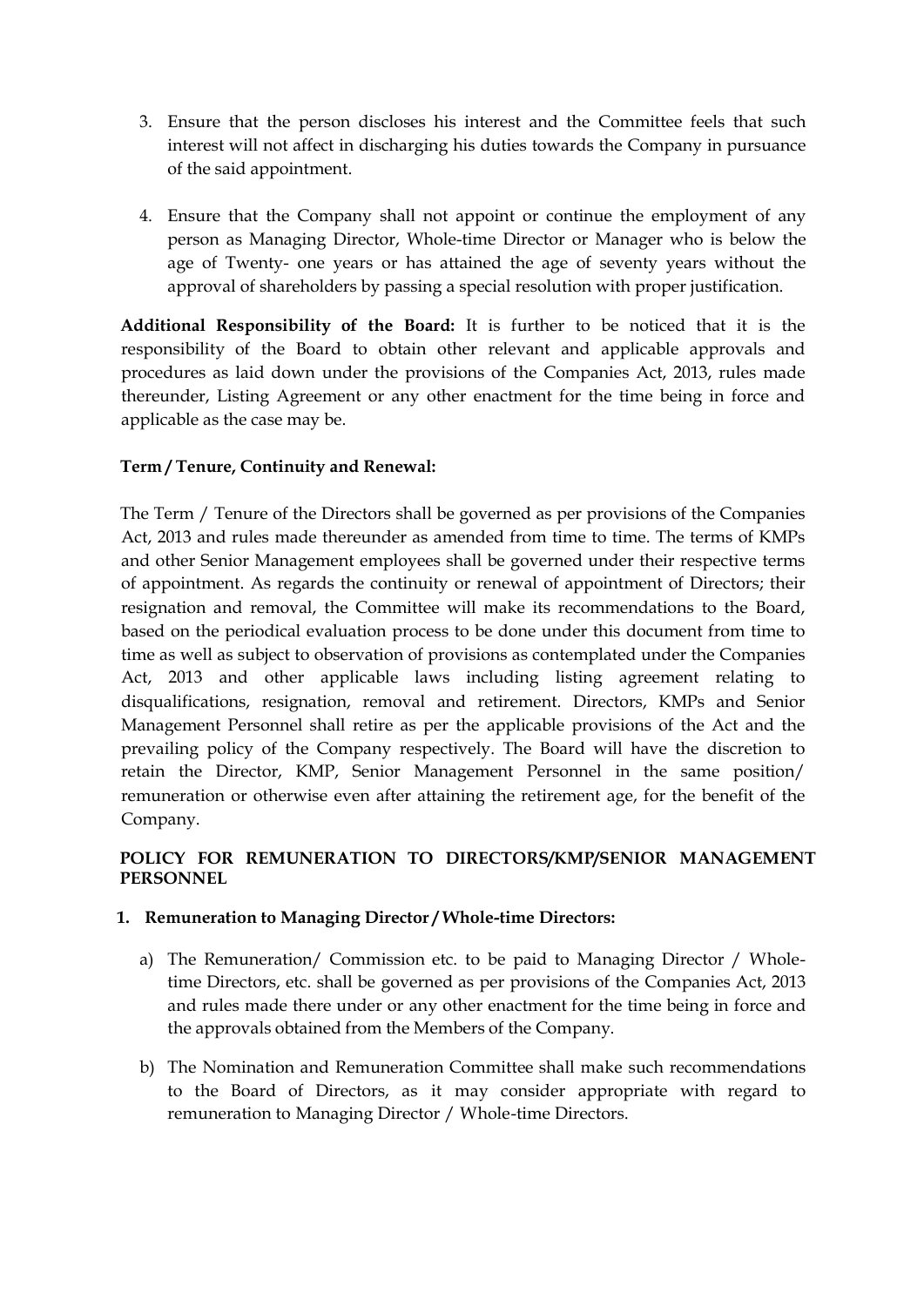3. Ensure that the person discloses his interest and the Committee feels that such interest will not affect in discharging his duties towards the Company in pursuance of the said appointment.

4. Ensure that the Company shall not appoint or continue the employment of any person as Managing Director, Whole-time Director or Manager who is below the age of Twenty- one years or has attained the age of seventy years without the approval of shareholders by passing a special resolution with proper justification.

**Additional Responsibility of the Board:** It is further to be noticed that it is the responsibility of the Board to obtain other relevant and applicable approvals and procedures as laid down under the provisions of the Companies Act, 2013, rules made thereunder, Listing Agreement or any other enactment for the time being in force and applicable as the case may be.

**Term / Tenure, Continuity and Renewal:**

The Term / Tenure of the Directors shall be governed as per provisions of the Companies Act, 2013 and rules made thereunder as amended from time to time. The terms of KMPs and other Senior Management employees shall be governed under their respective terms of appointment. As regards the continuity or renewal of appointment of Directors; their resignation and removal, the Committee will make its recommendations to the Board, based on the periodical evaluation process to be done under this document from time to time as well as subject to observation of provisions as contemplated under the Companies Act, 2013 and other applicable laws including listing agreement relating to disqualifications, resignation, removal and retirement. Directors, KMPs and Senior Management Personnel shall retire as per the applicable provisions of the Act and the prevailing policy of the Company respectively. The Board will have the discretion to retain the Director, KMP, Senior Management Personnel in the same position/ remuneration or otherwise even after attaining the retirement age, for the benefit of the Company.

**POLICY FOR REMUNERATION TO DIRECTORS/KMP/SENIOR MANAGEMENT PERSONNEL**

**1. Remuneration to Managing Director / Whole-time Directors:**

a) The Remuneration/ Commission etc. to be paid to Managing Director / Whole-time Directors, etc. shall be governed as per provisions of the Companies Act, 2013 and rules made there under or any other enactment for the time being in force and the approvals obtained from the Members of the Company.

b) The Nomination and Remuneration Committee shall make such recommendations to the Board of Directors, as it may consider appropriate with regard to remuneration to Managing Director / Whole-time Directors.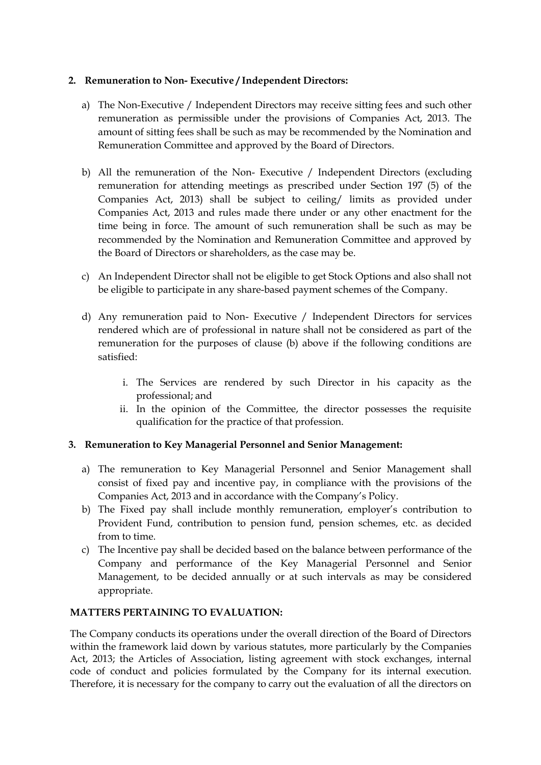**2. Remuneration to Non- Executive / Independent Directors:**

a) The Non-Executive / Independent Directors may receive sitting fees and such other remuneration as permissible under the provisions of Companies Act, 2013. The amount of sitting fees shall be such as may be recommended by the Nomination and Remuneration Committee and approved by the Board of Directors.

b) All the remuneration of the Non- Executive / Independent Directors (excluding remuneration for attending meetings as prescribed under Section 197 (5) of the Companies Act, 2013) shall be subject to ceiling/ limits as provided under Companies Act, 2013 and rules made there under or any other enactment for the time being in force. The amount of such remuneration shall be such as may be recommended by the Nomination and Remuneration Committee and approved by the Board of Directors or shareholders, as the case may be.

c) An Independent Director shall not be eligible to get Stock Options and also shall not be eligible to participate in any share-based payment schemes of the Company.

d) Any remuneration paid to Non- Executive / Independent Directors for services rendered which are of professional in nature shall not be considered as part of the remuneration for the purposes of clause (b) above if the following conditions are satisfied:

   i. The Services are rendered by such Director in his capacity as the professional; and
   ii. In the opinion of the Committee, the director possesses the requisite qualification for the practice of that profession.

**3. Remuneration to Key Managerial Personnel and Senior Management:**

a) The remuneration to Key Managerial Personnel and Senior Management shall consist of fixed pay and incentive pay, in compliance with the provisions of the Companies Act, 2013 and in accordance with the Company's Policy.

b) The Fixed pay shall include monthly remuneration, employer's contribution to Provident Fund, contribution to pension fund, pension schemes, etc. as decided from to time.

c) The Incentive pay shall be decided based on the balance between performance of the Company and performance of the Key Managerial Personnel and Senior Management, to be decided annually or at such intervals as may be considered appropriate.

**MATTERS PERTAINING TO EVALUATION:**

The Company conducts its operations under the overall direction of the Board of Directors within the framework laid down by various statutes, more particularly by the Companies Act, 2013; the Articles of Association, listing agreement with stock exchanges, internal code of conduct and policies formulated by the Company for its internal execution. Therefore, it is necessary for the company to carry out the evaluation of all the directors on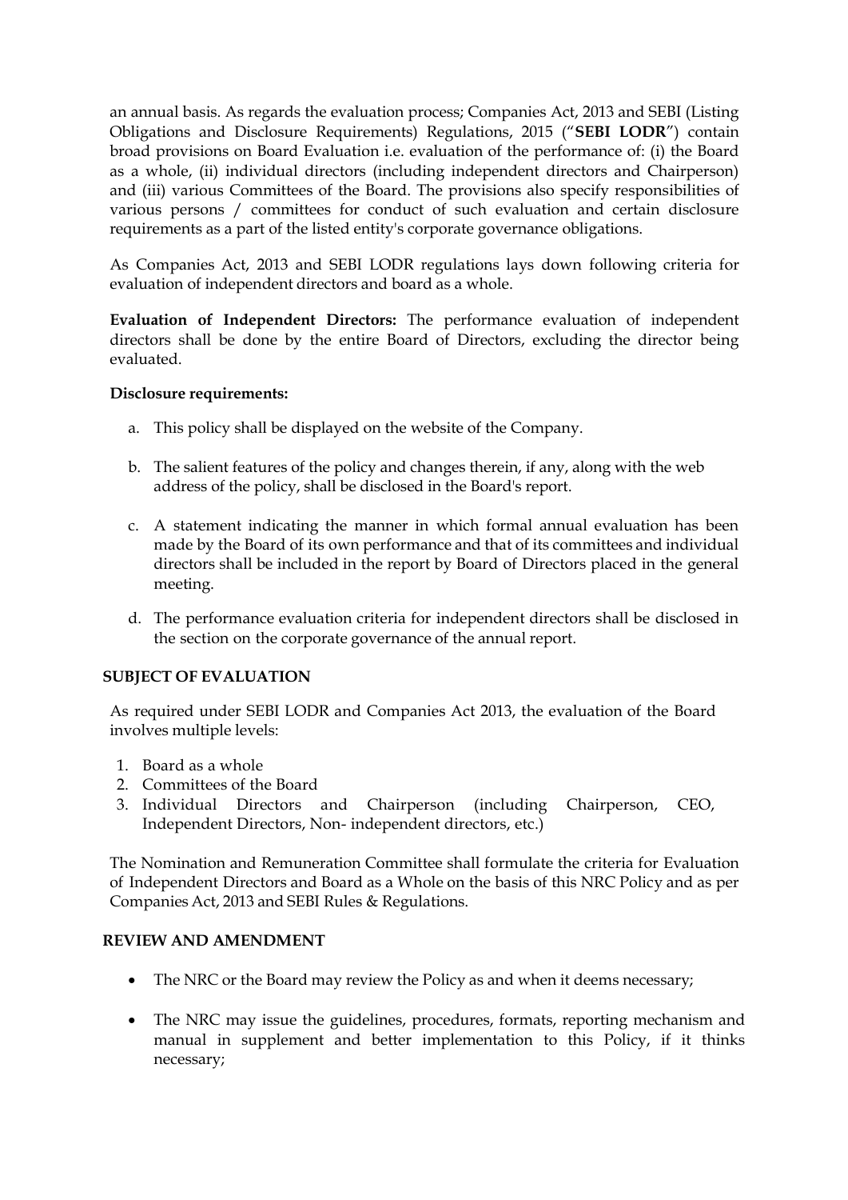an annual basis. As regards the evaluation process; Companies Act, 2013 and SEBI (Listing Obligations and Disclosure Requirements) Regulations, 2015 ("**SEBI LODR**") contain broad provisions on Board Evaluation i.e. evaluation of the performance of: (i) the Board as a whole, (ii) individual directors (including independent directors and Chairperson) and (iii) various Committees of the Board. The provisions also specify responsibilities of various persons / committees for conduct of such evaluation and certain disclosure requirements as a part of the listed entity's corporate governance obligations.

As Companies Act, 2013 and SEBI LODR regulations lays down following criteria for evaluation of independent directors and board as a whole.

**Evaluation of Independent Directors:** The performance evaluation of independent directors shall be done by the entire Board of Directors, excluding the director being evaluated.

**Disclosure requirements:**

a. This policy shall be displayed on the website of the Company.

b. The salient features of the policy and changes therein, if any, along with the web address of the policy, shall be disclosed in the Board's report.

c. A statement indicating the manner in which formal annual evaluation has been made by the Board of its own performance and that of its committees and individual directors shall be included in the report by Board of Directors placed in the general meeting.

d. The performance evaluation criteria for independent directors shall be disclosed in the section on the corporate governance of the annual report.

## SUBJECT OF EVALUATION

As required under SEBI LODR and Companies Act 2013, the evaluation of the Board involves multiple levels:

1. Board as a whole
2. Committees of the Board
3. Individual Directors and Chairperson (including Chairperson, CEO, Independent Directors, Non- independent directors, etc.)

The Nomination and Remuneration Committee shall formulate the criteria for Evaluation of Independent Directors and Board as a Whole on the basis of this NRC Policy and as per Companies Act, 2013 and SEBI Rules & Regulations.

## REVIEW AND AMENDMENT

- The NRC or the Board may review the Policy as and when it deems necessary;
- The NRC may issue the guidelines, procedures, formats, reporting mechanism and manual in supplement and better implementation to this Policy, if it thinks necessary;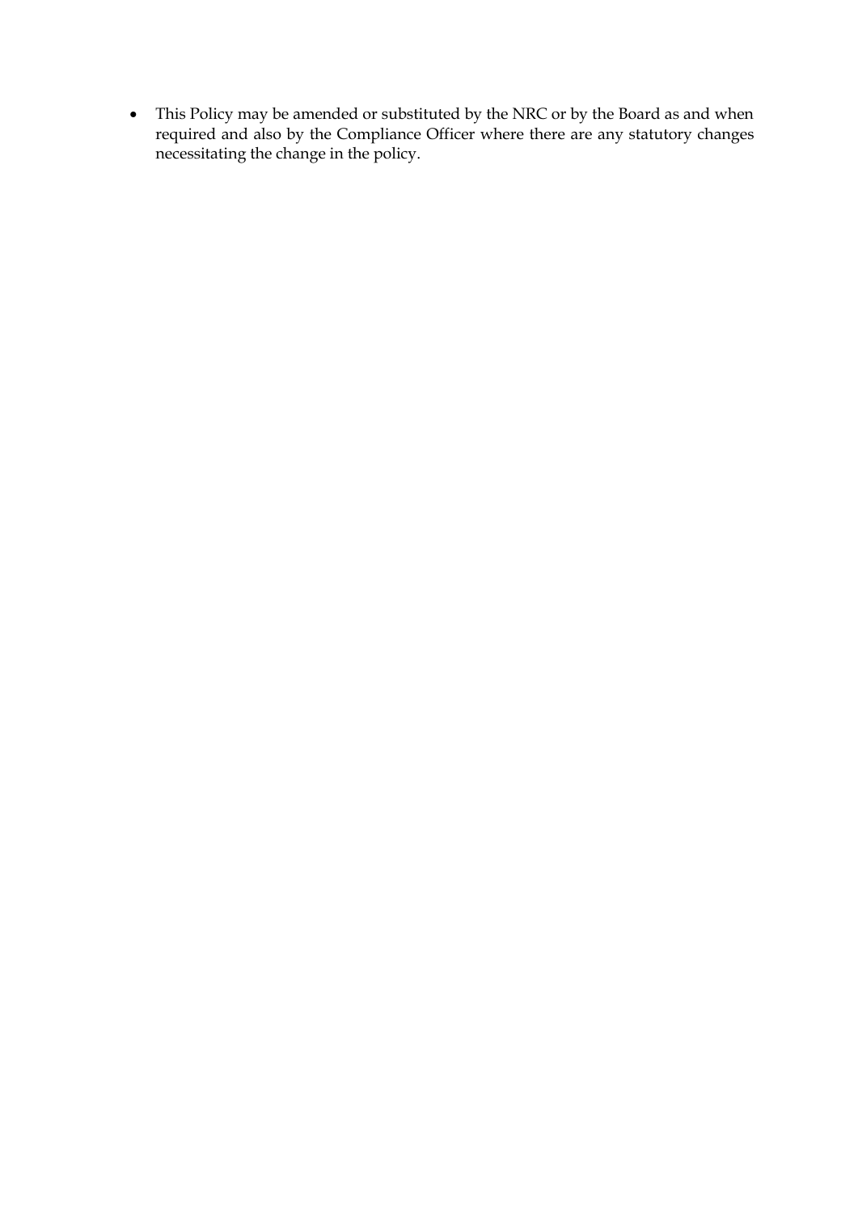- This Policy may be amended or substituted by the NRC or by the Board as and when required and also by the Compliance Officer where there are any statutory changes necessitating the change in the policy.